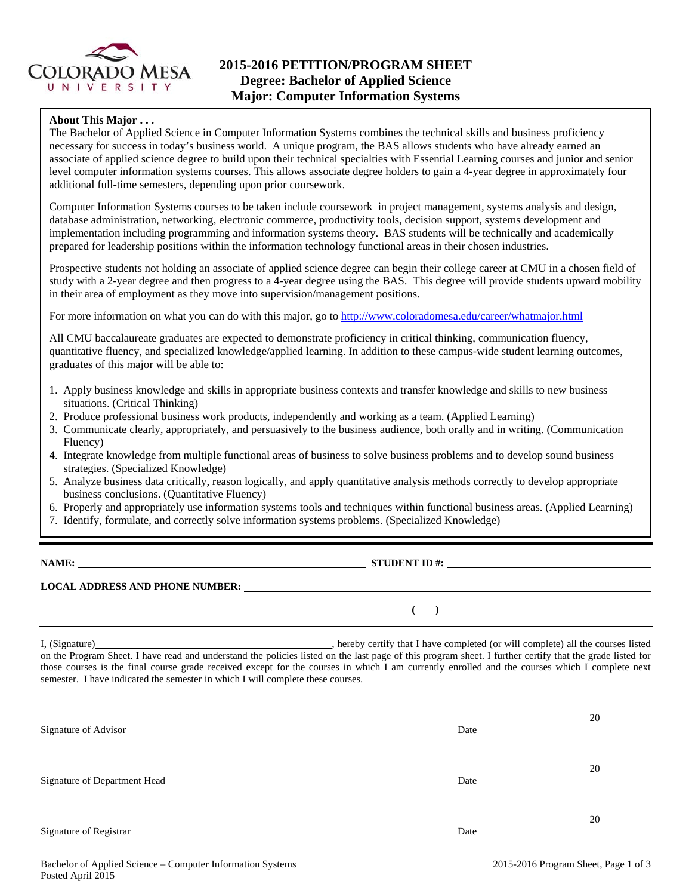# 2015-2016 PETITION/PROGRAM SHEET
## Degree: Bachelor of Applied Science
## Major: Computer Information Systems

**About This Major . . .**

The Bachelor of Applied Science in Computer Information Systems combines the technical skills and business proficiency necessary for success in today's business world. A unique program, the BAS allows students who have already earned an associate of applied science degree to build upon their technical specialties with Essential Learning courses and junior and senior level computer information systems courses. This allows associate degree holders to gain a 4-year degree in approximately four additional full-time semesters, depending upon prior coursework.

Computer Information Systems courses to be taken include coursework in project management, systems analysis and design, database administration, networking, electronic commerce, productivity tools, decision support, systems development and implementation including programming and information systems theory. BAS students will be technically and academically prepared for leadership positions within the information technology functional areas in their chosen industries.

Prospective students not holding an associate of applied science degree can begin their college career at CMU in a chosen field of study with a 2-year degree and then progress to a 4-year degree using the BAS. This degree will provide students upward mobility in their area of employment as they move into supervision/management positions.

For more information on what you can do with this major, go to http://www.coloradomesa.edu/career/whatmajor.html

All CMU baccalaureate graduates are expected to demonstrate proficiency in critical thinking, communication fluency, quantitative fluency, and specialized knowledge/applied learning. In addition to these campus-wide student learning outcomes, graduates of this major will be able to:

1. Apply business knowledge and skills in appropriate business contexts and transfer knowledge and skills to new business situations. (Critical Thinking)
2. Produce professional business work products, independently and working as a team. (Applied Learning)
3. Communicate clearly, appropriately, and persuasively to the business audience, both orally and in writing. (Communication Fluency)
4. Integrate knowledge from multiple functional areas of business to solve business problems and to develop sound business strategies. (Specialized Knowledge)
5. Analyze business data critically, reason logically, and apply quantitative analysis methods correctly to develop appropriate business conclusions. (Quantitative Fluency)
6. Properly and appropriately use information systems tools and techniques within functional business areas. (Applied Learning)
7. Identify, formulate, and correctly solve information systems problems. (Specialized Knowledge)

---

**NAME:** ______________________________ **STUDENT ID #:** ______________________________

**LOCAL ADDRESS AND PHONE NUMBER:** ______________________________

______________________________ **( )** ______________________________

---

I, (Signature)______________________________, hereby certify that I have completed (or will complete) all the courses listed on the Program Sheet. I have read and understand the policies listed on the last page of this program sheet. I further certify that the grade listed for those courses is the final course grade received except for the courses in which I am currently enrolled and the courses which I complete next semester. I have indicated the semester in which I will complete these courses.

______________________________ ______________ 20______
Signature of Advisor Date

______________________________ ______________ 20______
Signature of Department Head Date

______________________________ ______________ 20______
Signature of Registrar Date

Bachelor of Applied Science – Computer Information Systems
Posted April 2015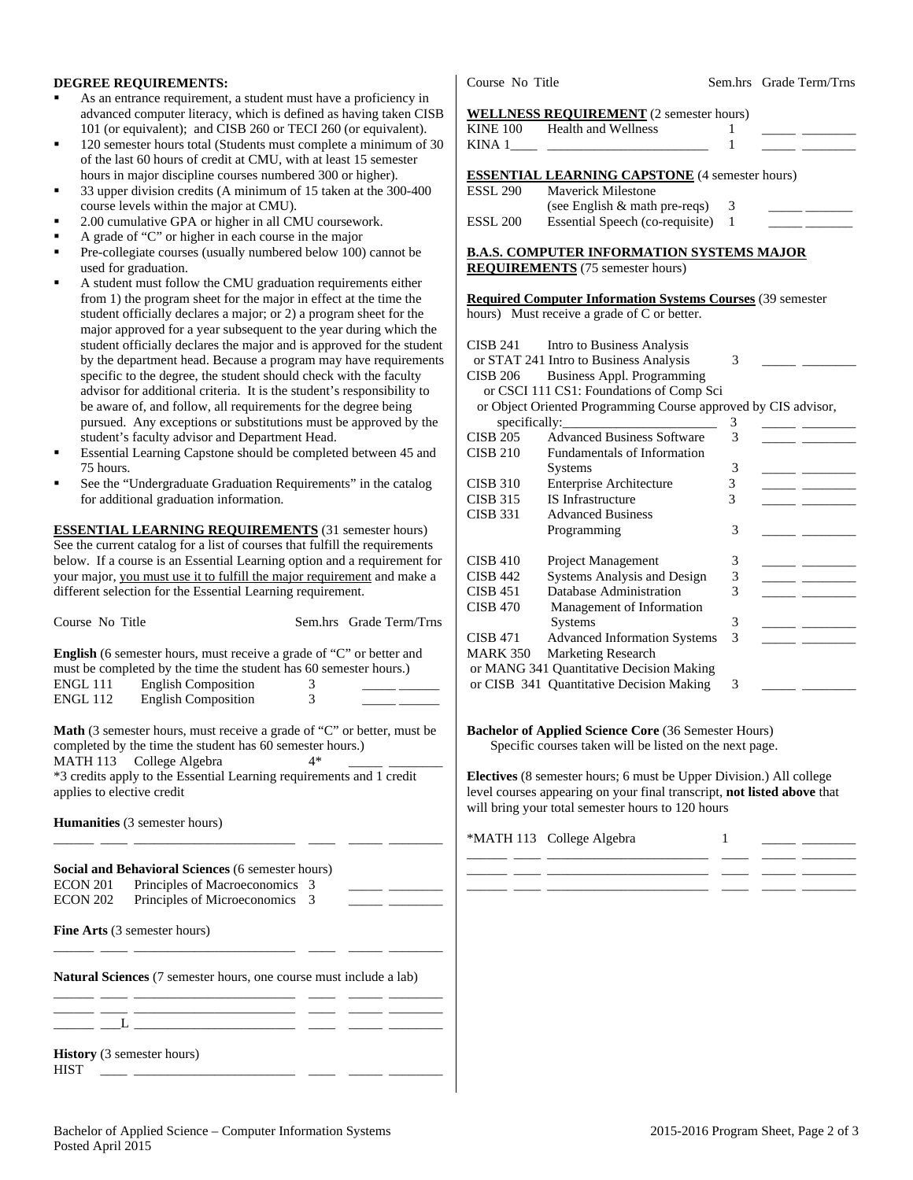**DEGREE REQUIREMENTS:**

- As an entrance requirement, a student must have a proficiency in advanced computer literacy, which is defined as having taken CISB 101 (or equivalent); and CISB 260 or TECI 260 (or equivalent).
- 120 semester hours total (Students must complete a minimum of 30 of the last 60 hours of credit at CMU, with at least 15 semester hours in major discipline courses numbered 300 or higher).
- 33 upper division credits (A minimum of 15 taken at the 300-400 course levels within the major at CMU).
- 2.00 cumulative GPA or higher in all CMU coursework.
- A grade of "C" or higher in each course in the major
- Pre-collegiate courses (usually numbered below 100) cannot be used for graduation.
- A student must follow the CMU graduation requirements either from 1) the program sheet for the major in effect at the time the student officially declares a major; or 2) a program sheet for the major approved for a year subsequent to the year during which the student officially declares the major and is approved for the student by the department head. Because a program may have requirements specific to the degree, the student should check with the faculty advisor for additional criteria. It is the student's responsibility to be aware of, and follow, all requirements for the degree being pursued. Any exceptions or substitutions must be approved by the student's faculty advisor and Department Head.
- Essential Learning Capstone should be completed between 45 and 75 hours.
- See the "Undergraduate Graduation Requirements" in the catalog for additional graduation information.

**ESSENTIAL LEARNING REQUIREMENTS** (31 semester hours)
See the current catalog for a list of courses that fulfill the requirements below. If a course is an Essential Learning option and a requirement for your major, you must use it to fulfill the major requirement and make a different selection for the Essential Learning requirement.

| Course No | Title | Sem.hrs | Grade | Term/Trns |
|---|---|---|---|---|
| **English** (6 semester hours, must receive a grade of "C" or better and must be completed by the time the student has 60 semester hours.) | | | | |
| ENGL 111 | English Composition | 3 | | |
| ENGL 112 | English Composition | 3 | | |
| **Math** (3 semester hours, must receive a grade of "C" or better, must be completed by the time the student has 60 semester hours.) | | | | |
| MATH 113 | College Algebra | 4* | | |
| *3 credits apply to the Essential Learning requirements and 1 credit applies to elective credit | | | | |
| **Humanities** (3 semester hours) | | | | |
| | | | | |
| **Social and Behavioral Sciences** (6 semester hours) | | | | |
| ECON 201 | Principles of Macroeconomics | 3 | | |
| ECON 202 | Principles of Microeconomics | 3 | | |
| **Fine Arts** (3 semester hours) | | | | |
| | | | | |
| **Natural Sciences** (7 semester hours, one course must include a lab) | | | | |
| | | | | |
| | | | | |
| ___L | | | | |
| **History** (3 semester hours) | | | | |
| HIST ____ | | | | |

| Course No | Title | Sem.hrs | Grade | Term/Trns |
|---|---|---|---|---|
| **WELLNESS REQUIREMENT** (2 semester hours) | | | | |
| KINE 100 | Health and Wellness | 1 | | |
| KINA 1____ | | 1 | | |
| **ESSENTIAL LEARNING CAPSTONE** (4 semester hours) | | | | |
| ESSL 290 | Maverick Milestone (see English & math pre-reqs) | 3 | | |
| ESSL 200 | Essential Speech (co-requisite) | 1 | | |

**B.A.S. COMPUTER INFORMATION SYSTEMS MAJOR REQUIREMENTS** (75 semester hours)

**Required Computer Information Systems Courses** (39 semester hours) Must receive a grade of C or better.

| Course No | Title | Sem.hrs | Grade | Term/Trns |
|---|---|---|---|---|
| CISB 241 or STAT 241 | Intro to Business Analysis or Intro to Business Analysis | 3 | | |
| CISB 206 or CSCI 111 | Business Appl. Programming or CS1: Foundations of Comp Sci or Object Oriented Programming Course approved by CIS advisor, specifically:________ | 3 | | |
| CISB 205 | Advanced Business Software | 3 | | |
| CISB 210 | Fundamentals of Information Systems | 3 | | |
| CISB 310 | Enterprise Architecture | 3 | | |
| CISB 315 | IS Infrastructure | 3 | | |
| CISB 331 | Advanced Business Programming | 3 | | |
| CISB 410 | Project Management | 3 | | |
| CISB 442 | Systems Analysis and Design | 3 | | |
| CISB 451 | Database Administration | 3 | | |
| CISB 470 | Management of Information Systems | 3 | | |
| CISB 471 | Advanced Information Systems | 3 | | |
| MARK 350 or MANG 341 or CISB 341 | Marketing Research or Quantitative Decision Making or Quantitative Decision Making | 3 | | |

**Bachelor of Applied Science Core** (36 Semester Hours)
Specific courses taken will be listed on the next page.

**Electives** (8 semester hours; 6 must be Upper Division.) All college level courses appearing on your final transcript, **not listed above** that will bring your total semester hours to 120 hours

| Course No | Title | Sem.hrs | Grade | Term/Trns |
|---|---|---|---|---|
| *MATH 113 | College Algebra | 1 | | |
| | | | | |
| | | | | |
| | | | | |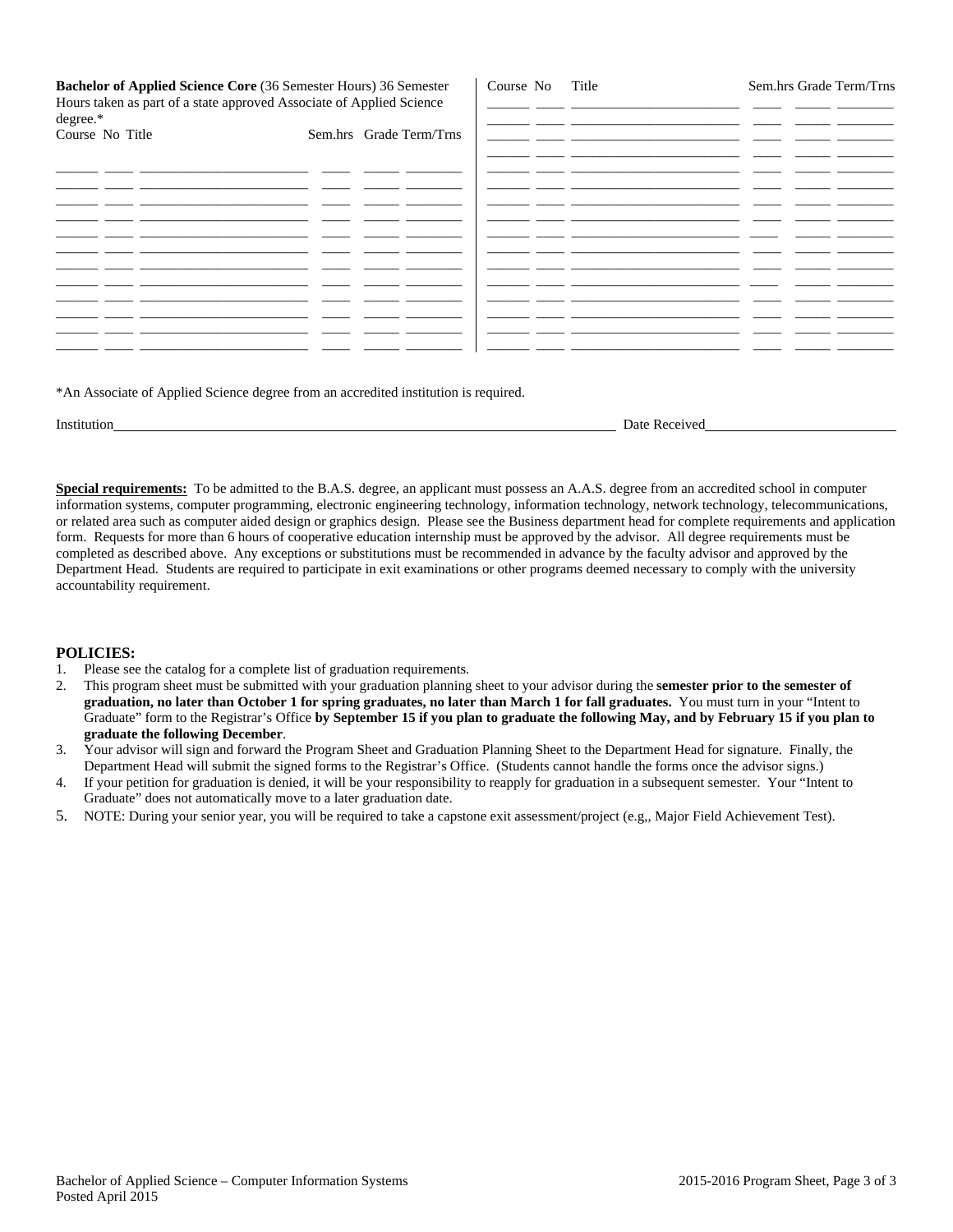**Bachelor of Applied Science Core** (36 Semester Hours) 36 Semester Hours taken as part of a state approved Associate of Applied Science degree.*

| Course | No | Title | Sem.hrs | Grade | Term/Trns |
|---|---|---|---|---|---|
| | | | | | |
| | | | | | |
| | | | | | |
| | | | | | |
| | | | | | |
| | | | | | |
| | | | | | |
| | | | | | |
| | | | | | |
| | | | | | |
| | | | | | |
| | | | | | |

| Course | No | Title | Sem.hrs | Grade | Term/Trns |
|---|---|---|---|---|---|
| | | | | | |
| | | | | | |
| | | | | | |
| | | | | | |
| | | | | | |
| | | | | | |
| | | | | | |
| | | | | | |
| | | | | | |
| | | | | | |
| | | | | | |
| | | | | | |
| | | | | | |
| | | | | | |
| | | | | | |
| | | | | | |

*An Associate of Applied Science degree from an accredited institution is required.

Institution\_\_\_\_\_\_\_\_\_\_\_\_\_\_\_\_\_\_\_\_\_\_\_\_\_\_\_\_\_\_\_\_\_\_\_\_\_\_\_\_ Date Received\_\_\_\_\_\_\_\_\_\_\_\_\_\_\_\_\_\_\_\_

**Special requirements:** To be admitted to the B.A.S. degree, an applicant must possess an A.A.S. degree from an accredited school in computer information systems, computer programming, electronic engineering technology, information technology, network technology, telecommunications, or related area such as computer aided design or graphics design. Please see the Business department head for complete requirements and application form. Requests for more than 6 hours of cooperative education internship must be approved by the advisor. All degree requirements must be completed as described above. Any exceptions or substitutions must be recommended in advance by the faculty advisor and approved by the Department Head. Students are required to participate in exit examinations or other programs deemed necessary to comply with the university accountability requirement.

## POLICIES:

1. Please see the catalog for a complete list of graduation requirements.
2. This program sheet must be submitted with your graduation planning sheet to your advisor during the **semester prior to the semester of graduation, no later than October 1 for spring graduates, no later than March 1 for fall graduates.** You must turn in your "Intent to Graduate" form to the Registrar's Office **by September 15 if you plan to graduate the following May, and by February 15 if you plan to graduate the following December**.
3. Your advisor will sign and forward the Program Sheet and Graduation Planning Sheet to the Department Head for signature. Finally, the Department Head will submit the signed forms to the Registrar's Office. (Students cannot handle the forms once the advisor signs.)
4. If your petition for graduation is denied, it will be your responsibility to reapply for graduation in a subsequent semester. Your "Intent to Graduate" does not automatically move to a later graduation date.
5. NOTE: During your senior year, you will be required to take a capstone exit assessment/project (e.g,, Major Field Achievement Test).

Bachelor of Applied Science – Computer Information Systems
Posted April 2015